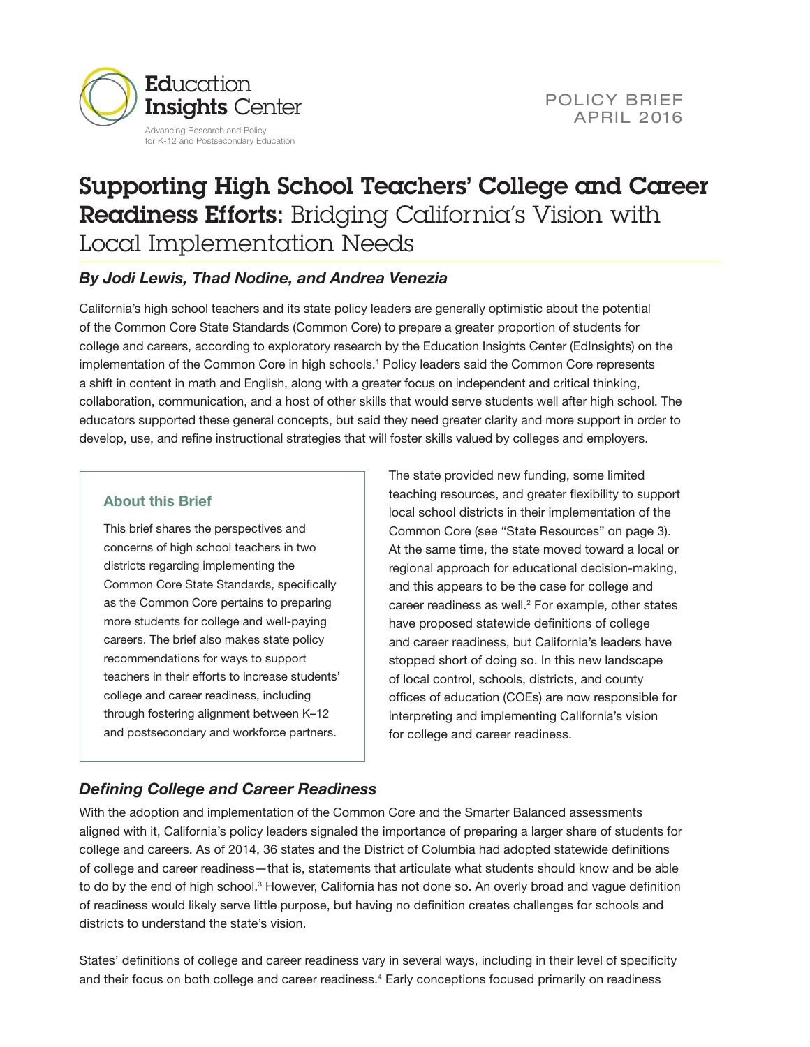Education Insights Center

Advancing Research and Policy for K-12 and Postsecondary Education

POLICY BRIEF
APRIL 2016

# Supporting High School Teachers' College and Career Readiness Efforts: Bridging California's Vision with Local Implementation Needs

***By Jodi Lewis, Thad Nodine, and Andrea Venezia***

California's high school teachers and its state policy leaders are generally optimistic about the potential of the Common Core State Standards (Common Core) to prepare a greater proportion of students for college and careers, according to exploratory research by the Education Insights Center (EdInsights) on the implementation of the Common Core in high schools.[1] Policy leaders said the Common Core represents a shift in content in math and English, along with a greater focus on independent and critical thinking, collaboration, communication, and a host of other skills that would serve students well after high school. The educators supported these general concepts, but said they need greater clarity and more support in order to develop, use, and refine instructional strategies that will foster skills valued by colleges and employers.

> **About this Brief**
>
> This brief shares the perspectives and concerns of high school teachers in two districts regarding implementing the Common Core State Standards, specifically as the Common Core pertains to preparing more students for college and well-paying careers. The brief also makes state policy recommendations for ways to support teachers in their efforts to increase students' college and career readiness, including through fostering alignment between K–12 and postsecondary and workforce partners.

The state provided new funding, some limited teaching resources, and greater flexibility to support local school districts in their implementation of the Common Core (see "State Resources" on page 3). At the same time, the state moved toward a local or regional approach for educational decision-making, and this appears to be the case for college and career readiness as well.[2] For example, other states have proposed statewide definitions of college and career readiness, but California's leaders have stopped short of doing so. In this new landscape of local control, schools, districts, and county offices of education (COEs) are now responsible for interpreting and implementing California's vision for college and career readiness.

## *Defining College and Career Readiness*

With the adoption and implementation of the Common Core and the Smarter Balanced assessments aligned with it, California's policy leaders signaled the importance of preparing a larger share of students for college and careers. As of 2014, 36 states and the District of Columbia had adopted statewide definitions of college and career readiness—that is, statements that articulate what students should know and be able to do by the end of high school.[3] However, California has not done so. An overly broad and vague definition of readiness would likely serve little purpose, but having no definition creates challenges for schools and districts to understand the state's vision.

States' definitions of college and career readiness vary in several ways, including in their level of specificity and their focus on both college and career readiness.[4] Early conceptions focused primarily on readiness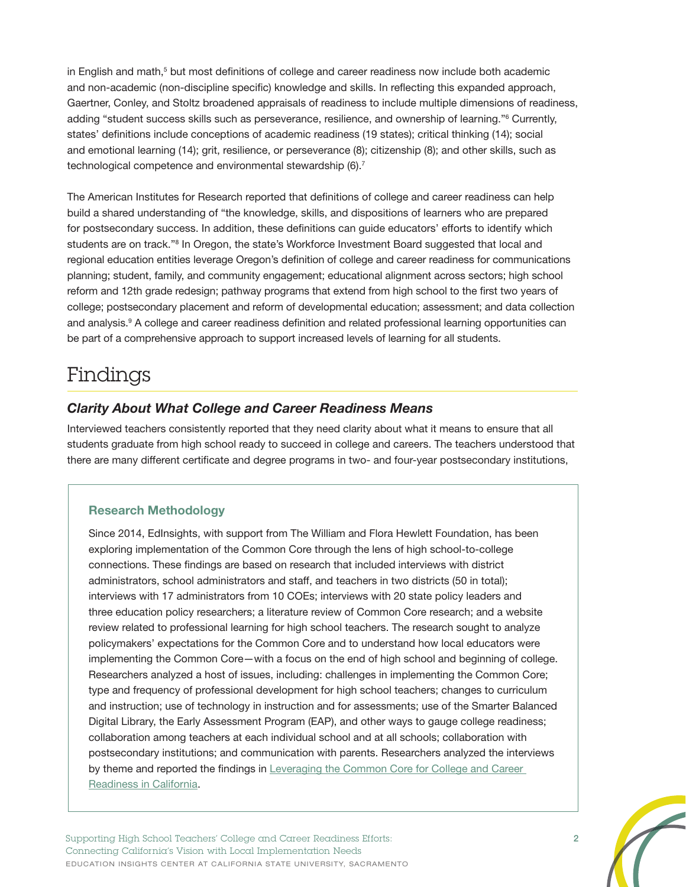in English and math,[5] but most definitions of college and career readiness now include both academic and non-academic (non-discipline specific) knowledge and skills. In reflecting this expanded approach, Gaertner, Conley, and Stoltz broadened appraisals of readiness to include multiple dimensions of readiness, adding "student success skills such as perseverance, resilience, and ownership of learning."[6] Currently, states' definitions include conceptions of academic readiness (19 states); critical thinking (14); social and emotional learning (14); grit, resilience, or perseverance (8); citizenship (8); and other skills, such as technological competence and environmental stewardship (6).[7]

The American Institutes for Research reported that definitions of college and career readiness can help build a shared understanding of "the knowledge, skills, and dispositions of learners who are prepared for postsecondary success. In addition, these definitions can guide educators' efforts to identify which students are on track."[8] In Oregon, the state's Workforce Investment Board suggested that local and regional education entities leverage Oregon's definition of college and career readiness for communications planning; student, family, and community engagement; educational alignment across sectors; high school reform and 12th grade redesign; pathway programs that extend from high school to the first two years of college; postsecondary placement and reform of developmental education; assessment; and data collection and analysis.[9] A college and career readiness definition and related professional learning opportunities can be part of a comprehensive approach to support increased levels of learning for all students.

# Findings

## *Clarity About What College and Career Readiness Means*

Interviewed teachers consistently reported that they need clarity about what it means to ensure that all students graduate from high school ready to succeed in college and careers. The teachers understood that there are many different certificate and degree programs in two- and four-year postsecondary institutions,

### Research Methodology

Since 2014, EdInsights, with support from The William and Flora Hewlett Foundation, has been exploring implementation of the Common Core through the lens of high school-to-college connections. These findings are based on research that included interviews with district administrators, school administrators and staff, and teachers in two districts (50 in total); interviews with 17 administrators from 10 COEs; interviews with 20 state policy leaders and three education policy researchers; a literature review of Common Core research; and a website review related to professional learning for high school teachers. The research sought to analyze policymakers' expectations for the Common Core and to understand how local educators were implementing the Common Core—with a focus on the end of high school and beginning of college. Researchers analyzed a host of issues, including: challenges in implementing the Common Core; type and frequency of professional development for high school teachers; changes to curriculum and instruction; use of technology in instruction and for assessments; use of the Smarter Balanced Digital Library, the Early Assessment Program (EAP), and other ways to gauge college readiness; collaboration among teachers at each individual school and at all schools; collaboration with postsecondary institutions; and communication with parents. Researchers analyzed the interviews by theme and reported the findings in Leveraging the Common Core for College and Career Readiness in California.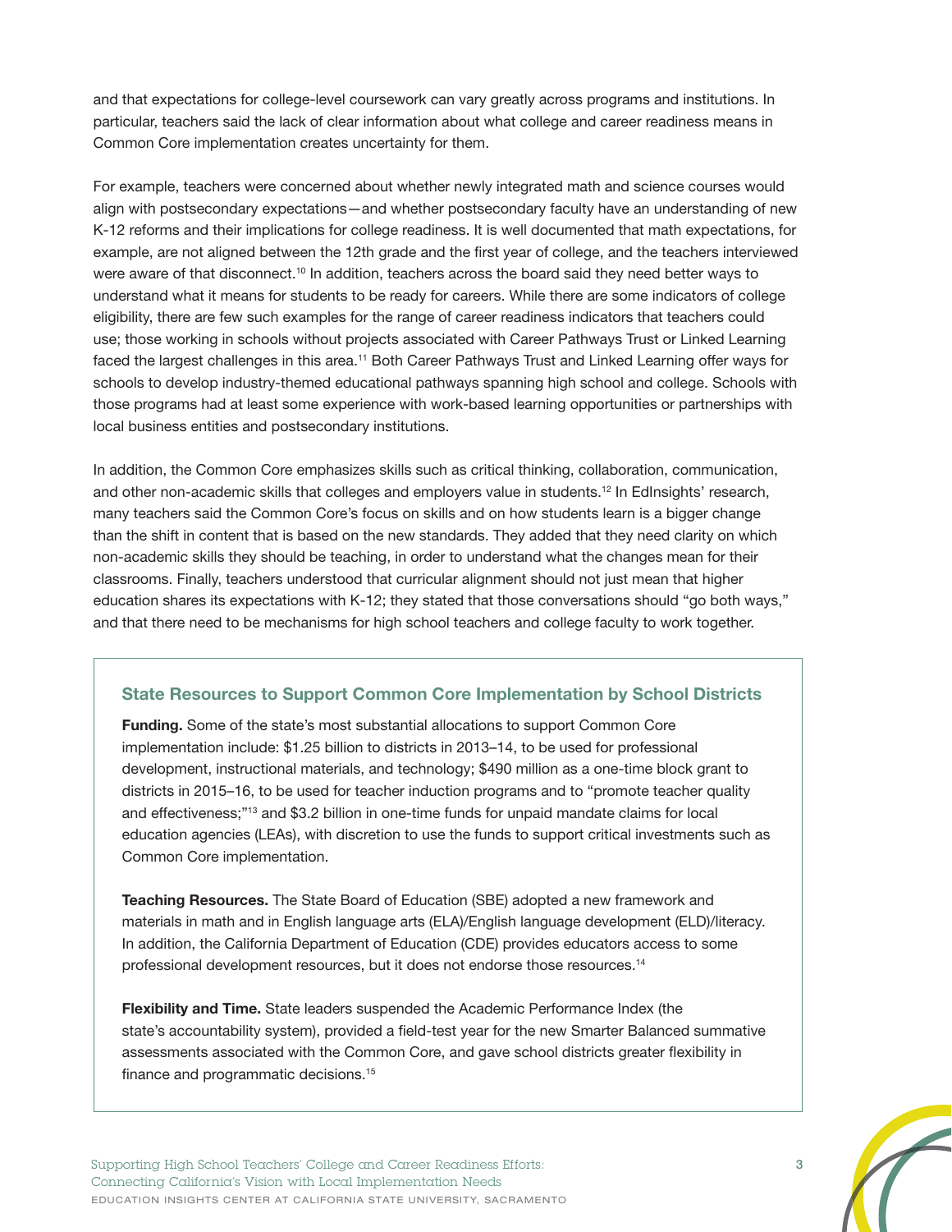and that expectations for college-level coursework can vary greatly across programs and institutions. In particular, teachers said the lack of clear information about what college and career readiness means in Common Core implementation creates uncertainty for them.

For example, teachers were concerned about whether newly integrated math and science courses would align with postsecondary expectations—and whether postsecondary faculty have an understanding of new K-12 reforms and their implications for college readiness. It is well documented that math expectations, for example, are not aligned between the 12th grade and the first year of college, and the teachers interviewed were aware of that disconnect.[10] In addition, teachers across the board said they need better ways to understand what it means for students to be ready for careers. While there are some indicators of college eligibility, there are few such examples for the range of career readiness indicators that teachers could use; those working in schools without projects associated with Career Pathways Trust or Linked Learning faced the largest challenges in this area.[11] Both Career Pathways Trust and Linked Learning offer ways for schools to develop industry-themed educational pathways spanning high school and college. Schools with those programs had at least some experience with work-based learning opportunities or partnerships with local business entities and postsecondary institutions.

In addition, the Common Core emphasizes skills such as critical thinking, collaboration, communication, and other non-academic skills that colleges and employers value in students.[12] In EdInsights' research, many teachers said the Common Core's focus on skills and on how students learn is a bigger change than the shift in content that is based on the new standards. They added that they need clarity on which non-academic skills they should be teaching, in order to understand what the changes mean for their classrooms. Finally, teachers understood that curricular alignment should not just mean that higher education shares its expectations with K-12; they stated that those conversations should "go both ways," and that there need to be mechanisms for high school teachers and college faculty to work together.

### State Resources to Support Common Core Implementation by School Districts

**Funding.** Some of the state's most substantial allocations to support Common Core implementation include: $1.25 billion to districts in 2013–14, to be used for professional development, instructional materials, and technology; $490 million as a one-time block grant to districts in 2015–16, to be used for teacher induction programs and to "promote teacher quality and effectiveness;"[13] and $3.2 billion in one-time funds for unpaid mandate claims for local education agencies (LEAs), with discretion to use the funds to support critical investments such as Common Core implementation.

**Teaching Resources.** The State Board of Education (SBE) adopted a new framework and materials in math and in English language arts (ELA)/English language development (ELD)/literacy. In addition, the California Department of Education (CDE) provides educators access to some professional development resources, but it does not endorse those resources.[14]

**Flexibility and Time.** State leaders suspended the Academic Performance Index (the state's accountability system), provided a field-test year for the new Smarter Balanced summative assessments associated with the Common Core, and gave school districts greater flexibility in finance and programmatic decisions.[15]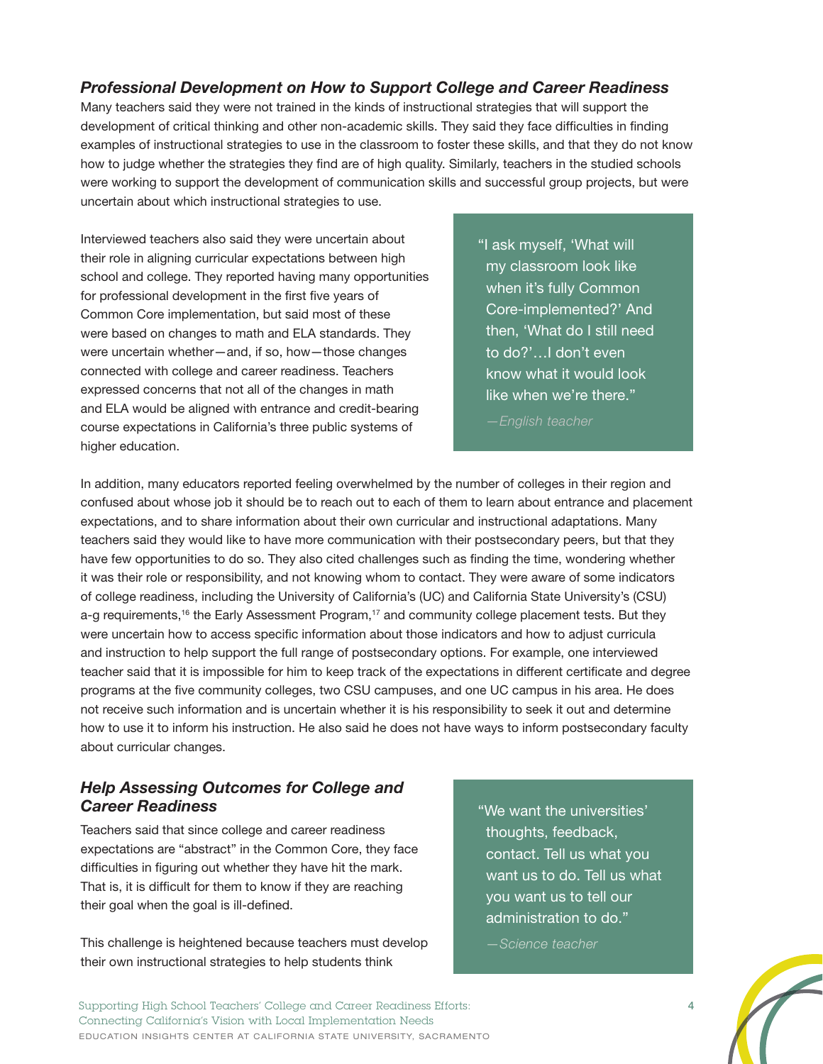### *Professional Development on How to Support College and Career Readiness*

Many teachers said they were not trained in the kinds of instructional strategies that will support the development of critical thinking and other non-academic skills. They said they face difficulties in finding examples of instructional strategies to use in the classroom to foster these skills, and that they do not know how to judge whether the strategies they find are of high quality. Similarly, teachers in the studied schools were working to support the development of communication skills and successful group projects, but were uncertain about which instructional strategies to use.

Interviewed teachers also said they were uncertain about their role in aligning curricular expectations between high school and college. They reported having many opportunities for professional development in the first five years of Common Core implementation, but said most of these were based on changes to math and ELA standards. They were uncertain whether—and, if so, how—those changes connected with college and career readiness. Teachers expressed concerns that not all of the changes in math and ELA would be aligned with entrance and credit-bearing course expectations in California's three public systems of higher education.

> "I ask myself, 'What will my classroom look like when it's fully Common Core-implemented?' And then, 'What do I still need to do?'…I don't even know what it would look like when we're there."
>
> *—English teacher*

In addition, many educators reported feeling overwhelmed by the number of colleges in their region and confused about whose job it should be to reach out to each of them to learn about entrance and placement expectations, and to share information about their own curricular and instructional adaptations. Many teachers said they would like to have more communication with their postsecondary peers, but that they have few opportunities to do so. They also cited challenges such as finding the time, wondering whether it was their role or responsibility, and not knowing whom to contact. They were aware of some indicators of college readiness, including the University of California's (UC) and California State University's (CSU) a-g requirements,[16] the Early Assessment Program,[17] and community college placement tests. But they were uncertain how to access specific information about those indicators and how to adjust curricula and instruction to help support the full range of postsecondary options. For example, one interviewed teacher said that it is impossible for him to keep track of the expectations in different certificate and degree programs at the five community colleges, two CSU campuses, and one UC campus in his area. He does not receive such information and is uncertain whether it is his responsibility to seek it out and determine how to use it to inform his instruction. He also said he does not have ways to inform postsecondary faculty about curricular changes.

### *Help Assessing Outcomes for College and Career Readiness*

Teachers said that since college and career readiness expectations are "abstract" in the Common Core, they face difficulties in figuring out whether they have hit the mark. That is, it is difficult for them to know if they are reaching their goal when the goal is ill-defined.

> "We want the universities' thoughts, feedback, contact. Tell us what you want us to do. Tell us what you want us to tell our administration to do."
>
> *—Science teacher*

This challenge is heightened because teachers must develop their own instructional strategies to help students think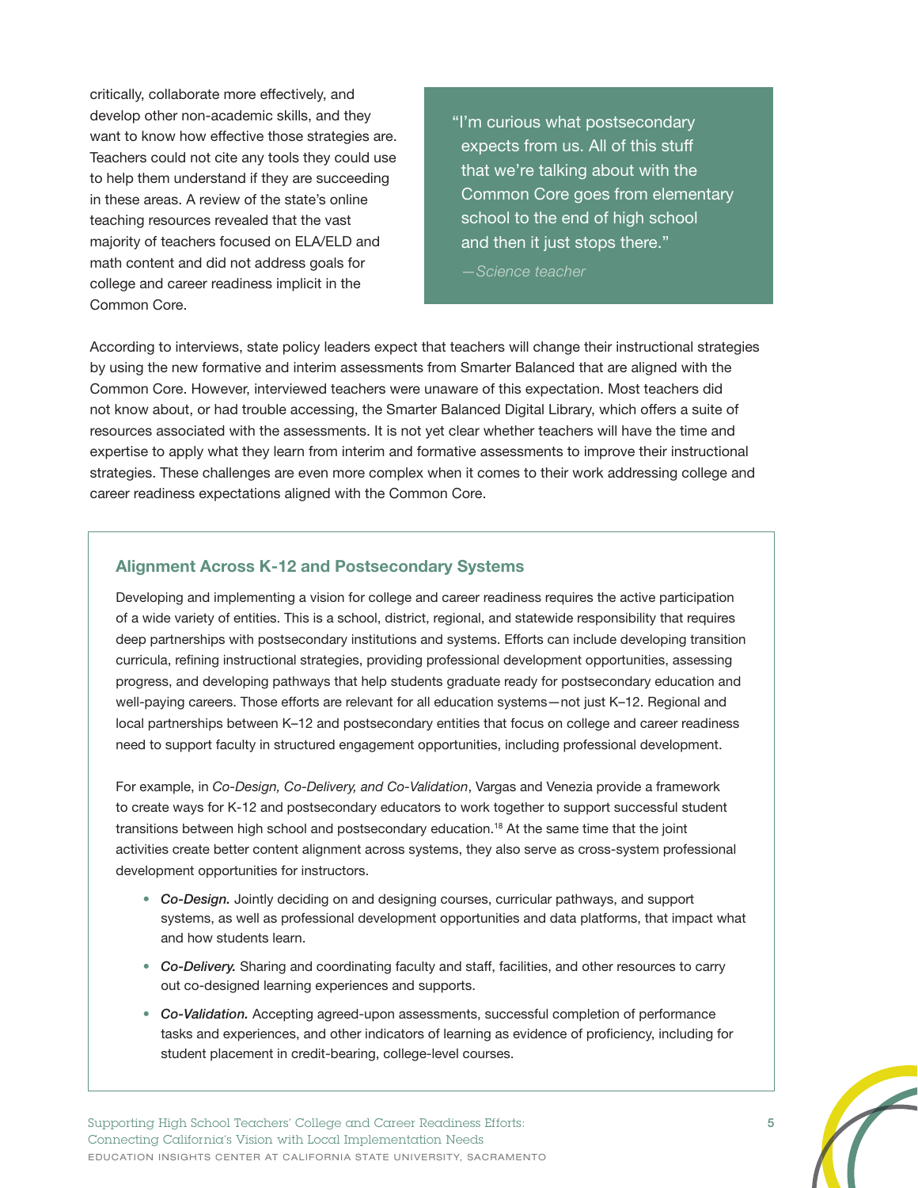critically, collaborate more effectively, and develop other non-academic skills, and they want to know how effective those strategies are. Teachers could not cite any tools they could use to help them understand if they are succeeding in these areas. A review of the state's online teaching resources revealed that the vast majority of teachers focused on ELA/ELD and math content and did not address goals for college and career readiness implicit in the Common Core.

> "I'm curious what postsecondary expects from us. All of this stuff that we're talking about with the Common Core goes from elementary school to the end of high school and then it just stops there."
>
> —*Science teacher*

According to interviews, state policy leaders expect that teachers will change their instructional strategies by using the new formative and interim assessments from Smarter Balanced that are aligned with the Common Core. However, interviewed teachers were unaware of this expectation. Most teachers did not know about, or had trouble accessing, the Smarter Balanced Digital Library, which offers a suite of resources associated with the assessments. It is not yet clear whether teachers will have the time and expertise to apply what they learn from interim and formative assessments to improve their instructional strategies. These challenges are even more complex when it comes to their work addressing college and career readiness expectations aligned with the Common Core.

### Alignment Across K-12 and Postsecondary Systems

Developing and implementing a vision for college and career readiness requires the active participation of a wide variety of entities. This is a school, district, regional, and statewide responsibility that requires deep partnerships with postsecondary institutions and systems. Efforts can include developing transition curricula, refining instructional strategies, providing professional development opportunities, assessing progress, and developing pathways that help students graduate ready for postsecondary education and well-paying careers. Those efforts are relevant for all education systems—not just K–12. Regional and local partnerships between K–12 and postsecondary entities that focus on college and career readiness need to support faculty in structured engagement opportunities, including professional development.

For example, in *Co-Design, Co-Delivery, and Co-Validation*, Vargas and Venezia provide a framework to create ways for K-12 and postsecondary educators to work together to support successful student transitions between high school and postsecondary education.[18] At the same time that the joint activities create better content alignment across systems, they also serve as cross-system professional development opportunities for instructors.

- ***Co-Design.*** Jointly deciding on and designing courses, curricular pathways, and support systems, as well as professional development opportunities and data platforms, that impact what and how students learn.
- ***Co-Delivery.*** Sharing and coordinating faculty and staff, facilities, and other resources to carry out co-designed learning experiences and supports.
- ***Co-Validation.*** Accepting agreed-upon assessments, successful completion of performance tasks and experiences, and other indicators of learning as evidence of proficiency, including for student placement in credit-bearing, college-level courses.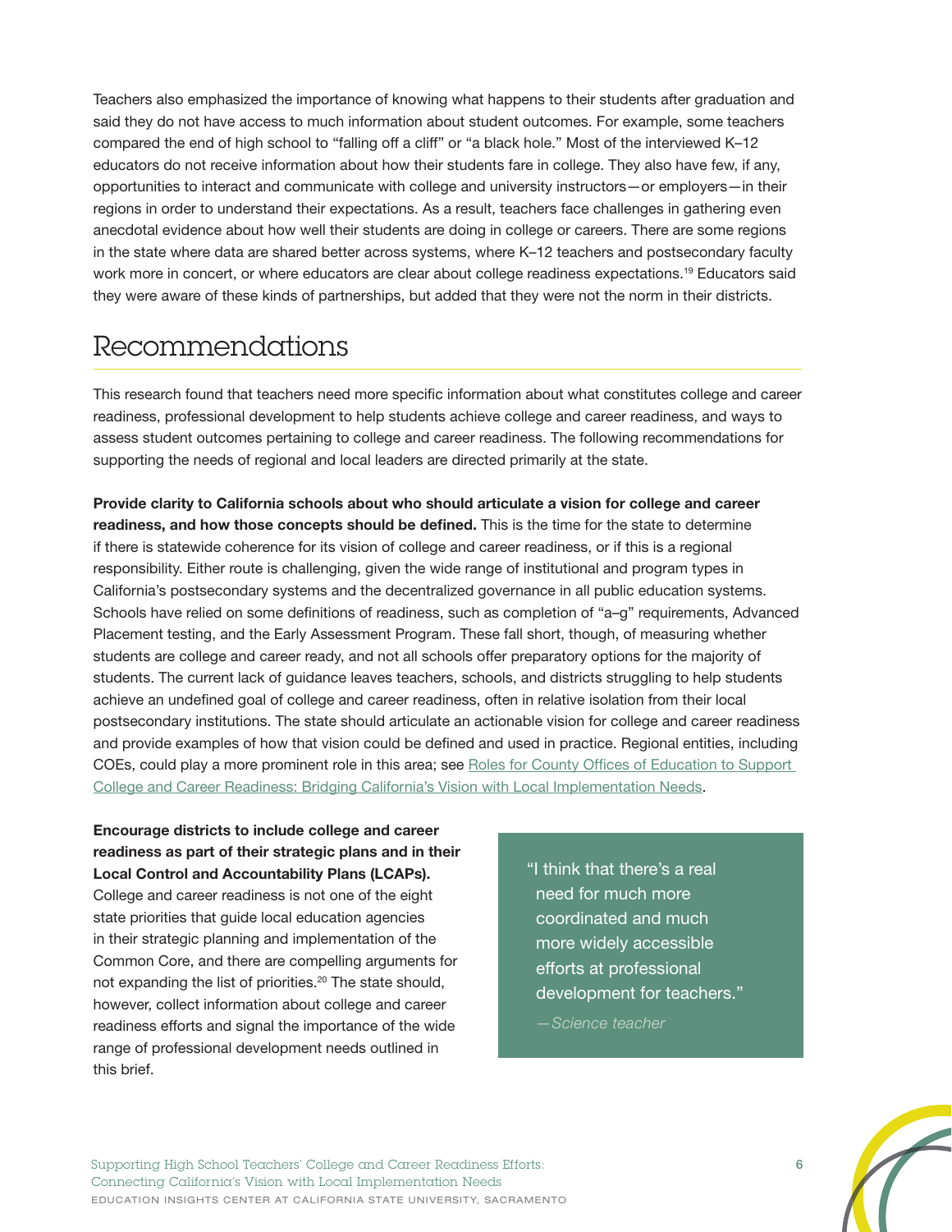Teachers also emphasized the importance of knowing what happens to their students after graduation and said they do not have access to much information about student outcomes. For example, some teachers compared the end of high school to "falling off a cliff" or "a black hole." Most of the interviewed K–12 educators do not receive information about how their students fare in college. They also have few, if any, opportunities to interact and communicate with college and university instructors—or employers—in their regions in order to understand their expectations. As a result, teachers face challenges in gathering even anecdotal evidence about how well their students are doing in college or careers. There are some regions in the state where data are shared better across systems, where K–12 teachers and postsecondary faculty work more in concert, or where educators are clear about college readiness expectations.[19] Educators said they were aware of these kinds of partnerships, but added that they were not the norm in their districts.

## Recommendations

This research found that teachers need more specific information about what constitutes college and career readiness, professional development to help students achieve college and career readiness, and ways to assess student outcomes pertaining to college and career readiness. The following recommendations for supporting the needs of regional and local leaders are directed primarily at the state.

**Provide clarity to California schools about who should articulate a vision for college and career readiness, and how those concepts should be defined.** This is the time for the state to determine if there is statewide coherence for its vision of college and career readiness, or if this is a regional responsibility. Either route is challenging, given the wide range of institutional and program types in California's postsecondary systems and the decentralized governance in all public education systems. Schools have relied on some definitions of readiness, such as completion of "a–g" requirements, Advanced Placement testing, and the Early Assessment Program. These fall short, though, of measuring whether students are college and career ready, and not all schools offer preparatory options for the majority of students. The current lack of guidance leaves teachers, schools, and districts struggling to help students achieve an undefined goal of college and career readiness, often in relative isolation from their local postsecondary institutions. The state should articulate an actionable vision for college and career readiness and provide examples of how that vision could be defined and used in practice. Regional entities, including COEs, could play a more prominent role in this area; see Roles for County Offices of Education to Support College and Career Readiness: Bridging California's Vision with Local Implementation Needs.

**Encourage districts to include college and career readiness as part of their strategic plans and in their Local Control and Accountability Plans (LCAPs).** College and career readiness is not one of the eight state priorities that guide local education agencies in their strategic planning and implementation of the Common Core, and there are compelling arguments for not expanding the list of priorities.[20] The state should, however, collect information about college and career readiness efforts and signal the importance of the wide range of professional development needs outlined in this brief.

> "I think that there's a real need for much more coordinated and much more widely accessible efforts at professional development for teachers."
>
> *—Science teacher*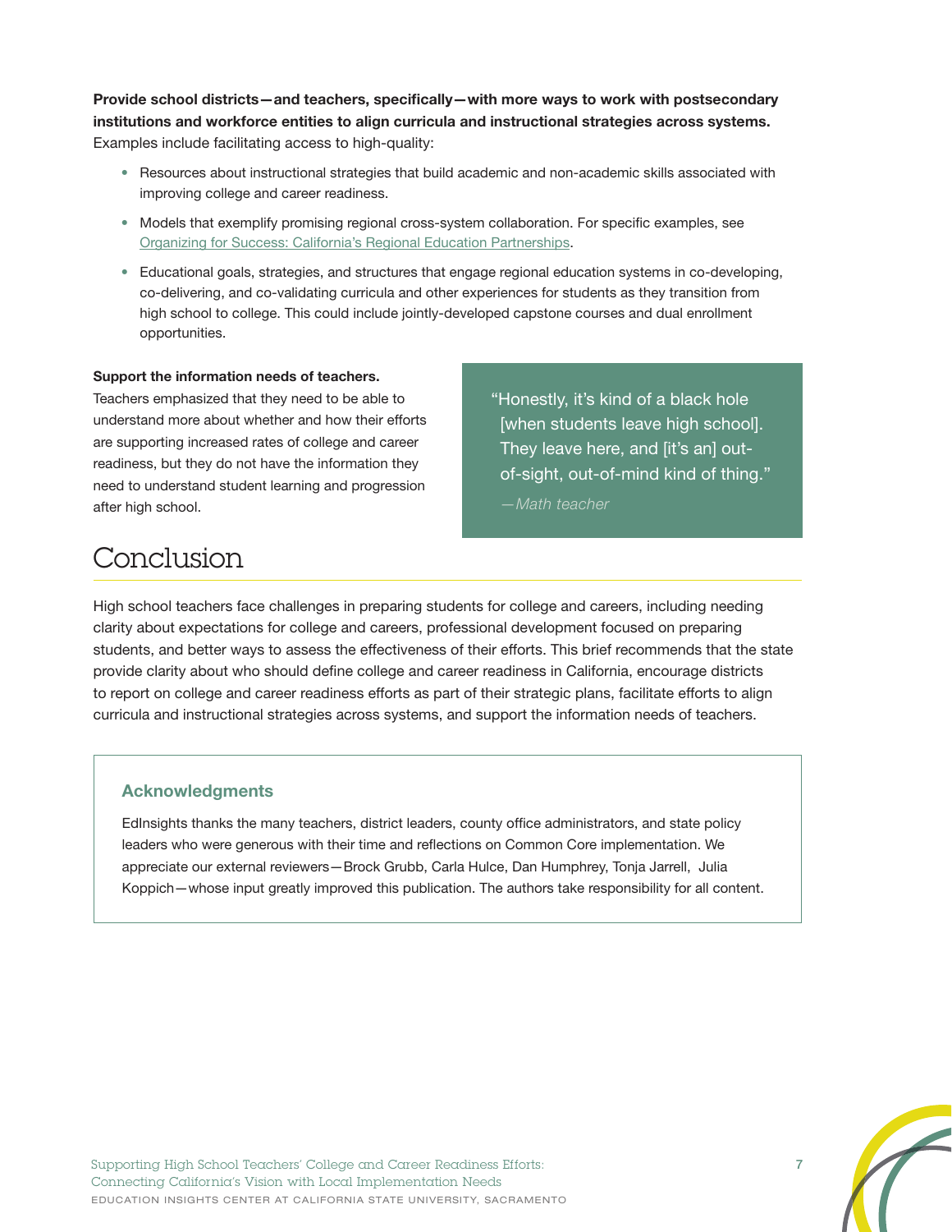**Provide school districts—and teachers, specifically—with more ways to work with postsecondary institutions and workforce entities to align curricula and instructional strategies across systems.** Examples include facilitating access to high-quality:

- Resources about instructional strategies that build academic and non-academic skills associated with improving college and career readiness.
- Models that exemplify promising regional cross-system collaboration. For specific examples, see Organizing for Success: California's Regional Education Partnerships.
- Educational goals, strategies, and structures that engage regional education systems in co-developing, co-delivering, and co-validating curricula and other experiences for students as they transition from high school to college. This could include jointly-developed capstone courses and dual enrollment opportunities.

**Support the information needs of teachers.**
Teachers emphasized that they need to be able to understand more about whether and how their efforts are supporting increased rates of college and career readiness, but they do not have the information they need to understand student learning and progression after high school.

> "Honestly, it's kind of a black hole [when students leave high school]. They leave here, and [it's an] out-of-sight, out-of-mind kind of thing."
>
> *—Math teacher*

# Conclusion

High school teachers face challenges in preparing students for college and careers, including needing clarity about expectations for college and careers, professional development focused on preparing students, and better ways to assess the effectiveness of their efforts. This brief recommends that the state provide clarity about who should define college and career readiness in California, encourage districts to report on college and career readiness efforts as part of their strategic plans, facilitate efforts to align curricula and instructional strategies across systems, and support the information needs of teachers.

### Acknowledgments

EdInsights thanks the many teachers, district leaders, county office administrators, and state policy leaders who were generous with their time and reflections on Common Core implementation. We appreciate our external reviewers—Brock Grubb, Carla Hulce, Dan Humphrey, Tonja Jarrell, Julia Koppich—whose input greatly improved this publication. The authors take responsibility for all content.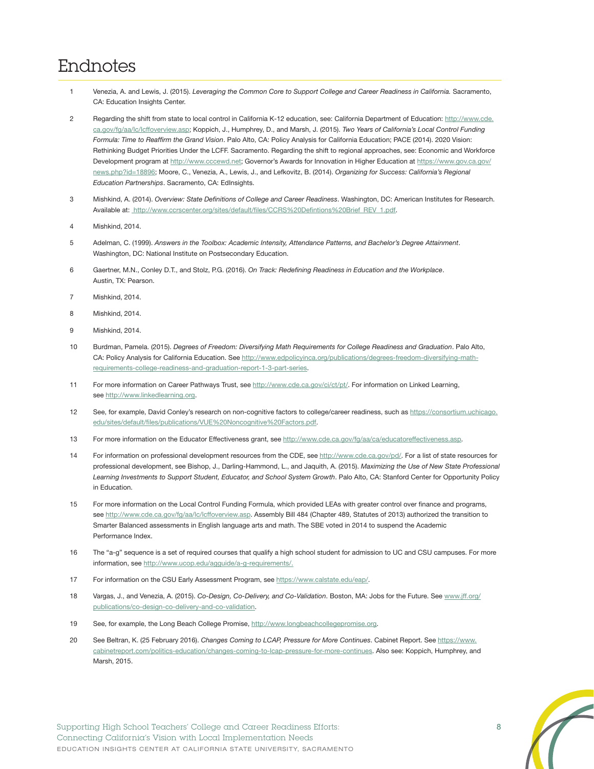# Endnotes

1. Venezia, A. and Lewis, J. (2015). *Leveraging the Common Core to Support College and Career Readiness in California.* Sacramento, CA: Education Insights Center.

2. Regarding the shift from state to local control in California K-12 education, see: California Department of Education: http://www.cde.ca.gov/fg/aa/lc/lcffoverview.asp; Koppich, J., Humphrey, D., and Marsh, J. (2015). *Two Years of California's Local Control Funding Formula: Time to Reaffirm the Grand Vision*. Palo Alto, CA: Policy Analysis for California Education; PACE (2014). 2020 Vision: Rethinking Budget Priorities Under the LCFF. Sacramento. Regarding the shift to regional approaches, see: Economic and Workforce Development program at http://www.cccewd.net; Governor's Awards for Innovation in Higher Education at https://www.gov.ca.gov/news.php?id=18896; Moore, C., Venezia, A., Lewis, J., and Lefkovitz, B. (2014). *Organizing for Success: California's Regional Education Partnerships*. Sacramento, CA: EdInsights.

3. Mishkind, A. (2014). *Overview: State Definitions of College and Career Readiness*. Washington, DC: American Institutes for Research. Available at: http://www.ccrscenter.org/sites/default/files/CCRS%20Defintions%20Brief_REV_1.pdf.

4. Mishkind, 2014.

5. Adelman, C. (1999). *Answers in the Toolbox: Academic Intensity, Attendance Patterns, and Bachelor's Degree Attainment*. Washington, DC: National Institute on Postsecondary Education.

6. Gaertner, M.N., Conley D.T., and Stolz, P.G. (2016). *On Track: Redefining Readiness in Education and the Workplace*. Austin, TX: Pearson.

7. Mishkind, 2014.

8. Mishkind, 2014.

9. Mishkind, 2014.

10. Burdman, Pamela. (2015). *Degrees of Freedom: Diversifying Math Requirements for College Readiness and Graduation*. Palo Alto, CA: Policy Analysis for California Education. See http://www.edpolicyinca.org/publications/degrees-freedom-diversifying-math-requirements-college-readiness-and-graduation-report-1-3-part-series.

11. For more information on Career Pathways Trust, see http://www.cde.ca.gov/ci/ct/pt/. For information on Linked Learning, see http://www.linkedlearning.org.

12. See, for example, David Conley's research on non-cognitive factors to college/career readiness, such as https://consortium.uchicago.edu/sites/default/files/publications/VUE%20Noncognitive%20Factors.pdf.

13. For more information on the Educator Effectiveness grant, see http://www.cde.ca.gov/fg/aa/ca/educatoreffectiveness.asp.

14. For information on professional development resources from the CDE, see http://www.cde.ca.gov/pd/. For a list of state resources for professional development, see Bishop, J., Darling-Hammond, L., and Jaquith, A. (2015). *Maximizing the Use of New State Professional Learning Investments to Support Student, Educator, and School System Growth*. Palo Alto, CA: Stanford Center for Opportunity Policy in Education.

15. For more information on the Local Control Funding Formula, which provided LEAs with greater control over finance and programs, see http://www.cde.ca.gov/fg/aa/lc/lcffoverview.asp. Assembly Bill 484 (Chapter 489, Statutes of 2013) authorized the transition to Smarter Balanced assessments in English language arts and math. The SBE voted in 2014 to suspend the Academic Performance Index.

16. The "a-g" sequence is a set of required courses that qualify a high school student for admission to UC and CSU campuses. For more information, see http://www.ucop.edu/agguide/a-g-requirements/.

17. For information on the CSU Early Assessment Program, see https://www.calstate.edu/eap/.

18. Vargas, J., and Venezia, A. (2015). *Co-Design, Co-Delivery, and Co-Validation*. Boston, MA: Jobs for the Future. See www.jff.org/publications/co-design-co-delivery-and-co-validation.

19. See, for example, the Long Beach College Promise, http://www.longbeachcollegepromise.org.

20. See Beltran, K. (25 February 2016). *Changes Coming to LCAP, Pressure for More Continues*. Cabinet Report. See https://www.cabinetreport.com/politics-education/changes-coming-to-lcap-pressure-for-more-continues. Also see: Koppich, Humphrey, and Marsh, 2015.